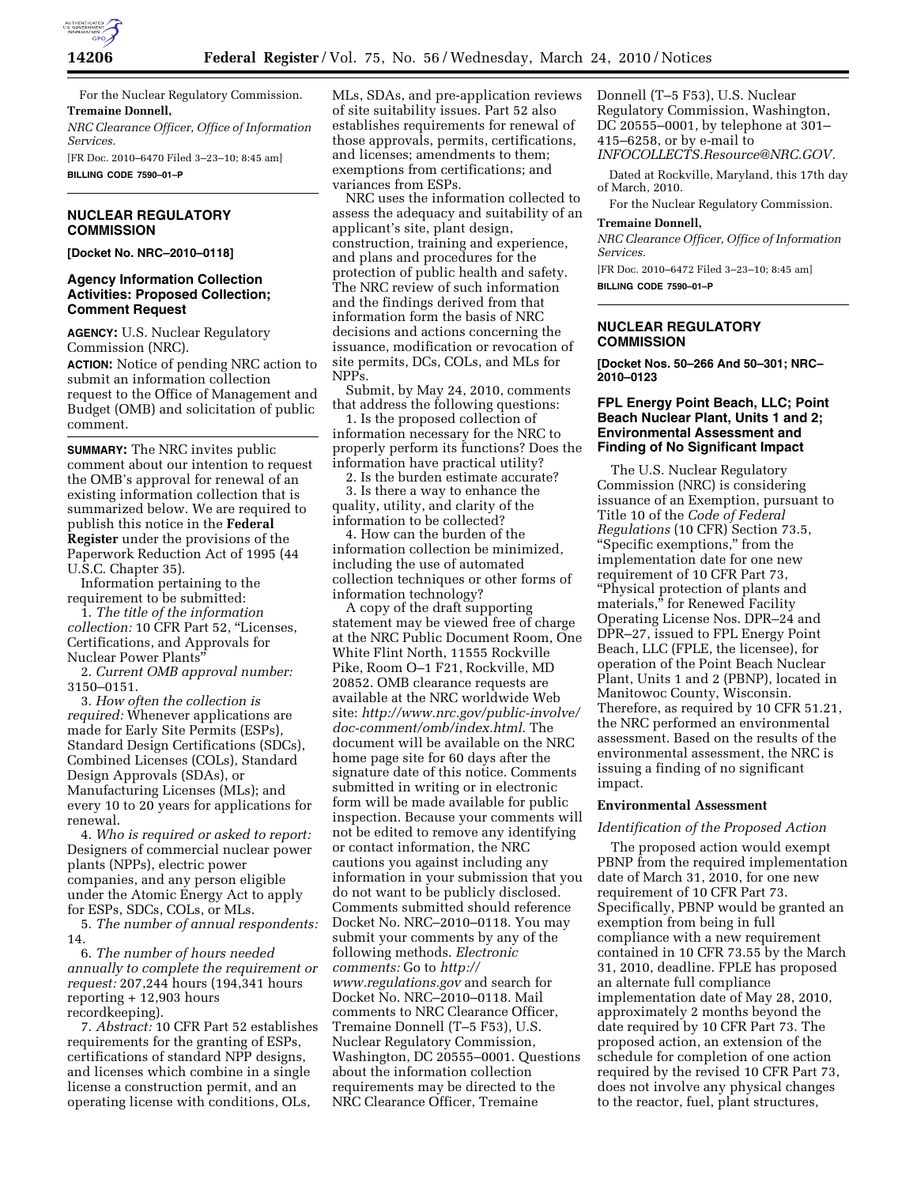For the Nuclear Regulatory Commission.

**Tremaine Donnell,**

*NRC Clearance Officer, Office of Information Services.*

[FR Doc. 2010–6470 Filed 3–23–10; 8:45 am]

**BILLING CODE 7590–01–P**

## NUCLEAR REGULATORY COMMISSION

**[Docket No. NRC–2010–0118]**

### Agency Information Collection Activities: Proposed Collection; Comment Request

**AGENCY:** U.S. Nuclear Regulatory Commission (NRC).

**ACTION:** Notice of pending NRC action to submit an information collection request to the Office of Management and Budget (OMB) and solicitation of public comment.

**SUMMARY:** The NRC invites public comment about our intention to request the OMB's approval for renewal of an existing information collection that is summarized below. We are required to publish this notice in the **Federal Register** under the provisions of the Paperwork Reduction Act of 1995 (44 U.S.C. Chapter 35).

Information pertaining to the requirement to be submitted:

1. *The title of the information collection:* 10 CFR Part 52, "Licenses, Certifications, and Approvals for Nuclear Power Plants"

2. *Current OMB approval number:* 3150–0151.

3. *How often the collection is required:* Whenever applications are made for Early Site Permits (ESPs), Standard Design Certifications (SDCs), Combined Licenses (COLs), Standard Design Approvals (SDAs), or Manufacturing Licenses (MLs); and every 10 to 20 years for applications for renewal.

4. *Who is required or asked to report:* Designers of commercial nuclear power plants (NPPs), electric power companies, and any person eligible under the Atomic Energy Act to apply for ESPs, SDCs, COLs, or MLs.

5. *The number of annual respondents:* 14.

6. *The number of hours needed annually to complete the requirement or request:* 207,244 hours (194,341 hours reporting + 12,903 hours recordkeeping).

7. *Abstract:* 10 CFR Part 52 establishes requirements for the granting of ESPs, certifications of standard NPP designs, and licenses which combine in a single license a construction permit, and an operating license with conditions, OLs, MLs, SDAs, and pre-application reviews of site suitability issues. Part 52 also establishes requirements for renewal of those approvals, permits, certifications, and licenses; amendments to them; exemptions from certifications; and variances from ESPs.

NRC uses the information collected to assess the adequacy and suitability of an applicant's site, plant design, construction, training and experience, and plans and procedures for the protection of public health and safety. The NRC review of such information and the findings derived from that information form the basis of NRC decisions and actions concerning the issuance, modification or revocation of site permits, DCs, COLs, and MLs for NPPs.

Submit, by May 24, 2010, comments that address the following questions:

1. Is the proposed collection of information necessary for the NRC to properly perform its functions? Does the information have practical utility?

2. Is the burden estimate accurate?

3. Is there a way to enhance the quality, utility, and clarity of the information to be collected?

4. How can the burden of the information collection be minimized, including the use of automated collection techniques or other forms of information technology?

A copy of the draft supporting statement may be viewed free of charge at the NRC Public Document Room, One White Flint North, 11555 Rockville Pike, Room O–1 F21, Rockville, MD 20852. OMB clearance requests are available at the NRC worldwide Web site: *http://www.nrc.gov/public-involve/doc-comment/omb/index.html.* The document will be available on the NRC home page site for 60 days after the signature date of this notice. Comments submitted in writing or in electronic form will be made available for public inspection. Because your comments will not be edited to remove any identifying or contact information, the NRC cautions you against including any information in your submission that you do not want to be publicly disclosed. Comments submitted should reference Docket No. NRC–2010–0118. You may submit your comments by any of the following methods. *Electronic comments:* Go to *http://www.regulations.gov* and search for Docket No. NRC–2010–0118. Mail comments to NRC Clearance Officer, Tremaine Donnell (T–5 F53), U.S. Nuclear Regulatory Commission, Washington, DC 20555–0001. Questions about the information collection requirements may be directed to the NRC Clearance Officer, Tremaine Donnell (T–5 F53), U.S. Nuclear Regulatory Commission, Washington, DC 20555–0001, by telephone at 301–415–6258, or by e-mail to *INFOCOLLECTS.Resource@NRC.GOV.*

Dated at Rockville, Maryland, this 17th day of March, 2010.

For the Nuclear Regulatory Commission.

**Tremaine Donnell,**

*NRC Clearance Officer, Office of Information Services.*

[FR Doc. 2010–6472 Filed 3–23–10; 8:45 am]

**BILLING CODE 7590–01–P**

## NUCLEAR REGULATORY COMMISSION

**[Docket Nos. 50–266 And 50–301; NRC–2010–0123**

### FPL Energy Point Beach, LLC; Point Beach Nuclear Plant, Units 1 and 2; Environmental Assessment and Finding of No Significant Impact

The U.S. Nuclear Regulatory Commission (NRC) is considering issuance of an Exemption, pursuant to Title 10 of the *Code of Federal Regulations* (10 CFR) Section 73.5, "Specific exemptions," from the implementation date for one new requirement of 10 CFR Part 73, "Physical protection of plants and materials," for Renewed Facility Operating License Nos. DPR–24 and DPR–27, issued to FPL Energy Point Beach, LLC (FPLE, the licensee), for operation of the Point Beach Nuclear Plant, Units 1 and 2 (PBNP), located in Manitowoc County, Wisconsin. Therefore, as required by 10 CFR 51.21, the NRC performed an environmental assessment. Based on the results of the environmental assessment, the NRC is issuing a finding of no significant impact.

#### Environmental Assessment

*Identification of the Proposed Action*

The proposed action would exempt PBNP from the required implementation date of March 31, 2010, for one new requirement of 10 CFR Part 73. Specifically, PBNP would be granted an exemption from being in full compliance with a new requirement contained in 10 CFR 73.55 by the March 31, 2010, deadline. FPLE has proposed an alternate full compliance implementation date of May 28, 2010, approximately 2 months beyond the date required by 10 CFR Part 73. The proposed action, an extension of the schedule for completion of one action required by the revised 10 CFR Part 73, does not involve any physical changes to the reactor, fuel, plant structures,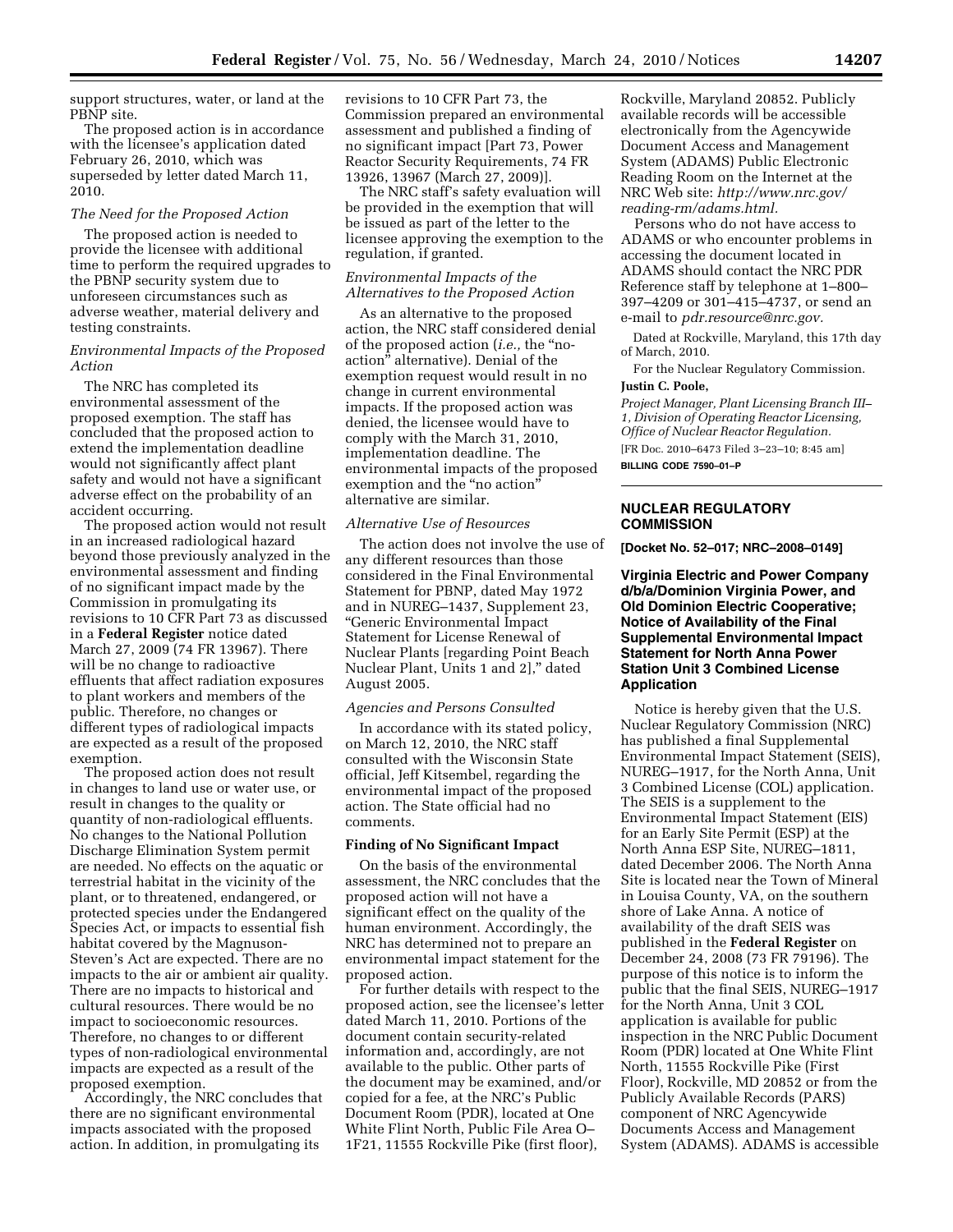support structures, water, or land at the PBNP site.

The proposed action is in accordance with the licensee's application dated February 26, 2010, which was superseded by letter dated March 11, 2010.

*The Need for the Proposed Action*

The proposed action is needed to provide the licensee with additional time to perform the required upgrades to the PBNP security system due to unforeseen circumstances such as adverse weather, material delivery and testing constraints.

*Environmental Impacts of the Proposed Action*

The NRC has completed its environmental assessment of the proposed exemption. The staff has concluded that the proposed action to extend the implementation deadline would not significantly affect plant safety and would not have a significant adverse effect on the probability of an accident occurring.

The proposed action would not result in an increased radiological hazard beyond those previously analyzed in the environmental assessment and finding of no significant impact made by the Commission in promulgating its revisions to 10 CFR Part 73 as discussed in a **Federal Register** notice dated March 27, 2009 (74 FR 13967). There will be no change to radioactive effluents that affect radiation exposures to plant workers and members of the public. Therefore, no changes or different types of radiological impacts are expected as a result of the proposed exemption.

The proposed action does not result in changes to land use or water use, or result in changes to the quality or quantity of non-radiological effluents. No changes to the National Pollution Discharge Elimination System permit are needed. No effects on the aquatic or terrestrial habitat in the vicinity of the plant, or to threatened, endangered, or protected species under the Endangered Species Act, or impacts to essential fish habitat covered by the Magnuson-Steven's Act are expected. There are no impacts to the air or ambient air quality. There are no impacts to historical and cultural resources. There would be no impact to socioeconomic resources. Therefore, no changes to or different types of non-radiological environmental impacts are expected as a result of the proposed exemption.

Accordingly, the NRC concludes that there are no significant environmental impacts associated with the proposed action. In addition, in promulgating its revisions to 10 CFR Part 73, the Commission prepared an environmental assessment and published a finding of no significant impact [Part 73, Power Reactor Security Requirements, 74 FR 13926, 13967 (March 27, 2009)].

The NRC staff's safety evaluation will be provided in the exemption that will be issued as part of the letter to the licensee approving the exemption to the regulation, if granted.

*Environmental Impacts of the Alternatives to the Proposed Action*

As an alternative to the proposed action, the NRC staff considered denial of the proposed action (*i.e.,* the "no-action" alternative). Denial of the exemption request would result in no change in current environmental impacts. If the proposed action was denied, the licensee would have to comply with the March 31, 2010, implementation deadline. The environmental impacts of the proposed exemption and the "no action" alternative are similar.

*Alternative Use of Resources*

The action does not involve the use of any different resources than those considered in the Final Environmental Statement for PBNP, dated May 1972 and in NUREG–1437, Supplement 23, "Generic Environmental Impact Statement for License Renewal of Nuclear Plants [regarding Point Beach Nuclear Plant, Units 1 and 2]," dated August 2005.

*Agencies and Persons Consulted*

In accordance with its stated policy, on March 12, 2010, the NRC staff consulted with the Wisconsin State official, Jeff Kitsembel, regarding the environmental impact of the proposed action. The State official had no comments.

**Finding of No Significant Impact**

On the basis of the environmental assessment, the NRC concludes that the proposed action will not have a significant effect on the quality of the human environment. Accordingly, the NRC has determined not to prepare an environmental impact statement for the proposed action.

For further details with respect to the proposed action, see the licensee's letter dated March 11, 2010. Portions of the document contain security-related information and, accordingly, are not available to the public. Other parts of the document may be examined, and/or copied for a fee, at the NRC's Public Document Room (PDR), located at One White Flint North, Public File Area O–1F21, 11555 Rockville Pike (first floor), Rockville, Maryland 20852. Publicly available records will be accessible electronically from the Agencywide Document Access and Management System (ADAMS) Public Electronic Reading Room on the Internet at the NRC Web site: *http://www.nrc.gov/reading-rm/adams.html.*

Persons who do not have access to ADAMS or who encounter problems in accessing the document located in ADAMS should contact the NRC PDR Reference staff by telephone at 1–800–397–4209 or 301–415–4737, or send an e-mail to *pdr.resource@nrc.gov.*

Dated at Rockville, Maryland, this 17th day of March, 2010.

For the Nuclear Regulatory Commission.

**Justin C. Poole,**

*Project Manager, Plant Licensing Branch III–1, Division of Operating Reactor Licensing, Office of Nuclear Reactor Regulation.*

[FR Doc. 2010–6473 Filed 3–23–10; 8:45 am]

**BILLING CODE 7590–01–P**

---

## NUCLEAR REGULATORY COMMISSION

**[Docket No. 52–017; NRC–2008–0149]**

### Virginia Electric and Power Company d/b/a/Dominion Virginia Power, and Old Dominion Electric Cooperative; Notice of Availability of the Final Supplemental Environmental Impact Statement for North Anna Power Station Unit 3 Combined License Application

Notice is hereby given that the U.S. Nuclear Regulatory Commission (NRC) has published a final Supplemental Environmental Impact Statement (SEIS), NUREG–1917, for the North Anna, Unit 3 Combined License (COL) application. The SEIS is a supplement to the Environmental Impact Statement (EIS) for an Early Site Permit (ESP) at the North Anna ESP Site, NUREG–1811, dated December 2006. The North Anna Site is located near the Town of Mineral in Louisa County, VA, on the southern shore of Lake Anna. A notice of availability of the draft SEIS was published in the **Federal Register** on December 24, 2008 (73 FR 79196). The purpose of this notice is to inform the public that the final SEIS, NUREG–1917 for the North Anna, Unit 3 COL application is available for public inspection in the NRC Public Document Room (PDR) located at One White Flint North, 11555 Rockville Pike (First Floor), Rockville, MD 20852 or from the Publicly Available Records (PARS) component of NRC Agencywide Documents Access and Management System (ADAMS). ADAMS is accessible